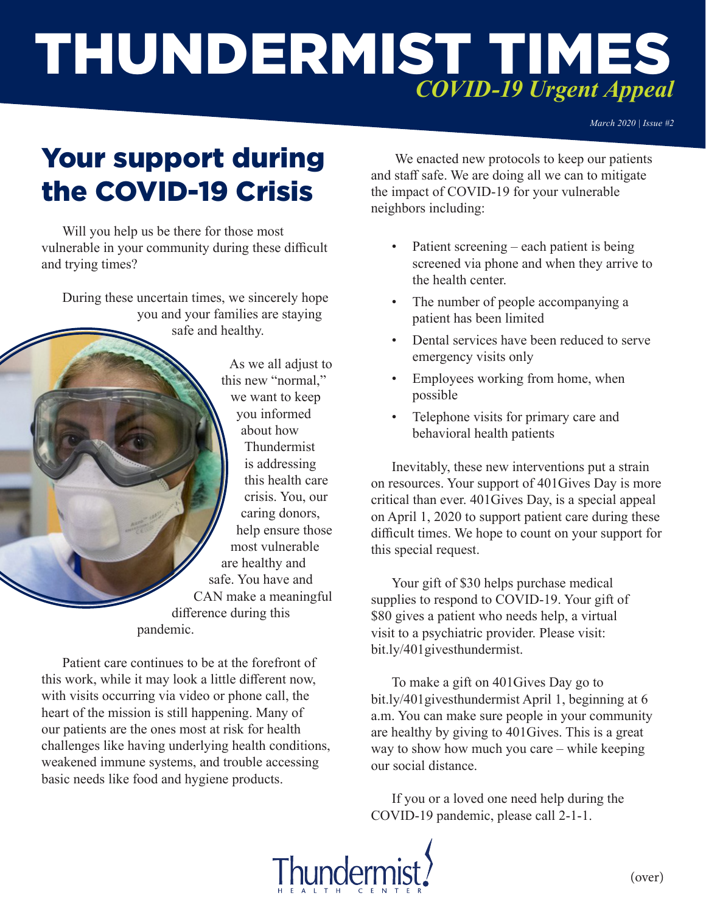# THUNDERMIST TIMES

*COVID-19 Urgent Appeal*

*March 2020 | Issue #2*

## Your support during the COVID-19 Crisis

Will you help us be there for those most vulnerable in your community during these difficult and trying times?

During these uncertain times, we sincerely hope you and your families are staying safe and healthy.

As we all adjust to this new "normal," we want to keep you informed about how Thundermist is addressing this health care crisis. You, our caring donors, help ensure those most vulnerable are healthy and safe. You have and CAN make a meaningful difference during this pandemic.

Patient care continues to be at the forefront of this work, while it may look a little different now, with visits occurring via video or phone call, the heart of the mission is still happening. Many of our patients are the ones most at risk for health challenges like having underlying health conditions, weakened immune systems, and trouble accessing basic needs like food and hygiene products.

We enacted new protocols to keep our patients and staff safe. We are doing all we can to mitigate the impact of COVID-19 for your vulnerable neighbors including:

- Patient screening – each patient is being screened via phone and when they arrive to the health center.
- The number of people accompanying a patient has been limited
- Dental services have been reduced to serve emergency visits only
- Employees working from home, when possible
- Telephone visits for primary care and behavioral health patients

Inevitably, these new interventions put a strain on resources. Your support of 401Gives Day is more critical than ever. 401Gives Day, is a special appeal on April 1, 2020 to support patient care during these difficult times. We hope to count on your support for this special request.

Your gift of $30 helps purchase medical supplies to respond to COVID-19. Your gift of $80 gives a patient who needs help, a virtual visit to a psychiatric provider. Please visit: bit.ly/401givesthundermist.

To make a gift on 401Gives Day go to bit.ly/401givesthundermist April 1, beginning at 6 a.m. You can make sure people in your community are healthy by giving to 401Gives. This is a great way to show how much you care – while keeping our social distance.

If you or a loved one need help during the COVID-19 pandemic, please call 2-1-1.

Thundermist
HEALTH CENTER

(over)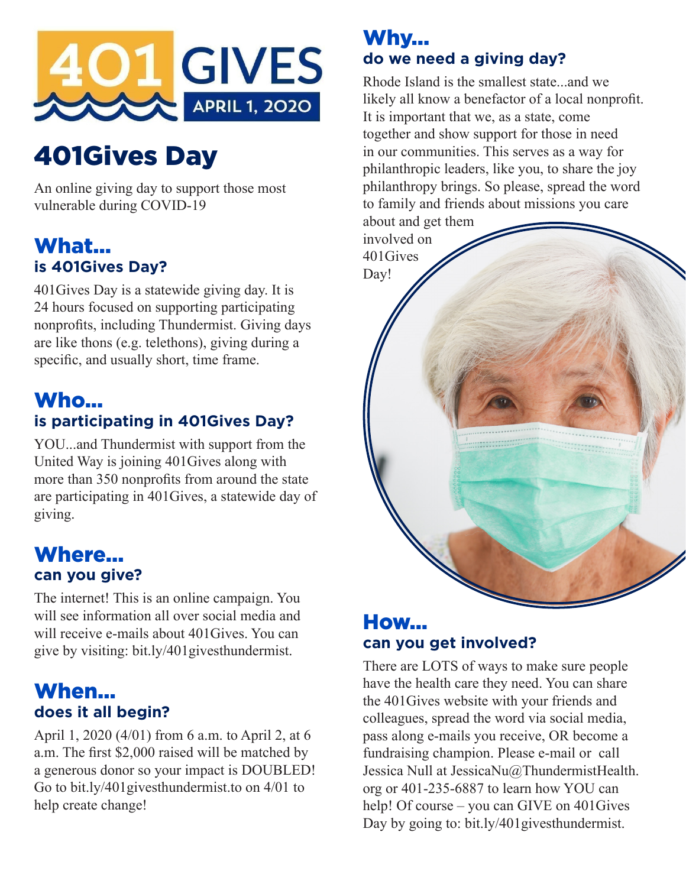401 GIVES
APRIL 1, 2020

# 401Gives Day

An online giving day to support those most vulnerable during COVID-19

## What...
### is 401Gives Day?

401Gives Day is a statewide giving day. It is 24 hours focused on supporting participating nonprofits, including Thundermist. Giving days are like thons (e.g. telethons), giving during a specific, and usually short, time frame.

## Who...
### is participating in 401Gives Day?

YOU...and Thundermist with support from the United Way is joining 401Gives along with more than 350 nonprofits from around the state are participating in 401Gives, a statewide day of giving.

## Where...
### can you give?

The internet! This is an online campaign. You will see information all over social media and will receive e-mails about 401Gives. You can give by visiting: bit.ly/401givesthundermist.

## When...
### does it all begin?

April 1, 2020 (4/01) from 6 a.m. to April 2, at 6 a.m. The first $2,000 raised will be matched by a generous donor so your impact is DOUBLED! Go to bit.ly/401givesthundermist.to on 4/01 to help create change!

## Why...
### do we need a giving day?

Rhode Island is the smallest state...and we likely all know a benefactor of a local nonprofit. It is important that we, as a state, come together and show support for those in need in our communities. This serves as a way for philanthropic leaders, like you, to share the joy philanthropy brings. So please, spread the word to family and friends about missions you care about and get them involved on 401Gives Day!

## How...
### can you get involved?

There are LOTS of ways to make sure people have the health care they need. You can share the 401Gives website with your friends and colleagues, spread the word via social media, pass along e-mails you receive, OR become a fundraising champion. Please e-mail or call Jessica Null at JessicaNu@ThundermistHealth.org or 401-235-6887 to learn how YOU can help! Of course – you can GIVE on 401Gives Day by going to: bit.ly/401givesthundermist.